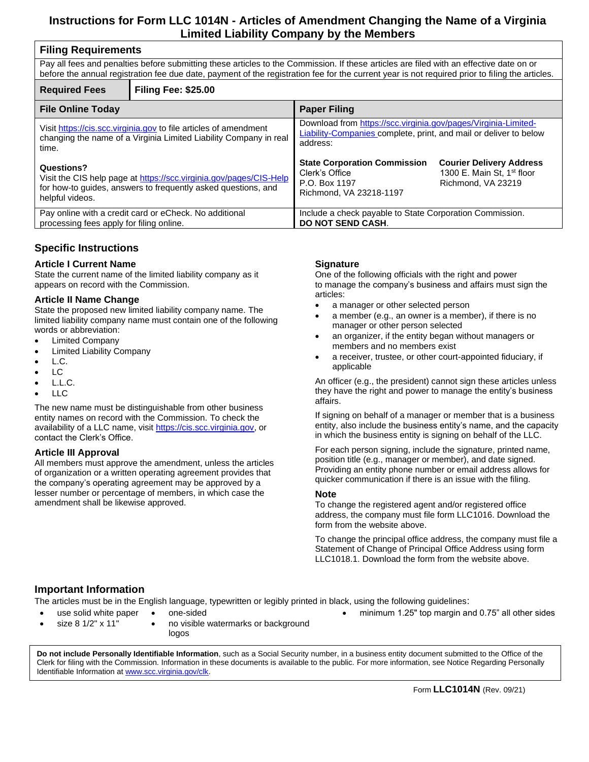# Instructions for Form LLC 1014N - Articles of Amendment Changing the Name of a Virginia Limited Liability Company by the Members

## Filing Requirements

Pay all fees and penalties before submitting these articles to the Commission. If these articles are filed with an effective date on or before the annual registration fee due date, payment of the registration fee for the current year is not required prior to filing the articles.

**Required Fees** | **Filing Fee: $25.00**

| File Online Today | Paper Filing |
|---|---|
| Visit https://cis.scc.virginia.gov to file articles of amendment changing the name of a Virginia Limited Liability Company in real time.<br><br>**Questions?**<br>Visit the CIS help page at https://scc.virginia.gov/pages/CIS-Help for how-to guides, answers to frequently asked questions, and helpful videos. | Download from https://scc.virginia.gov/pages/Virginia-Limited-Liability-Companies complete, print, and mail or deliver to below address:<br><br>**State Corporation Commission**<br>Clerk's Office<br>P.O. Box 1197<br>Richmond, VA 23218-1197<br><br>**Courier Delivery Address**<br>1300 E. Main St, 1st floor<br>Richmond, VA 23219 |
| Pay online with a credit card or eCheck. No additional processing fees apply for filing online. | Include a check payable to State Corporation Commission. **DO NOT SEND CASH**. |

## Specific Instructions

### Article I Current Name

State the current name of the limited liability company as it appears on record with the Commission.

### Article II Name Change

State the proposed new limited liability company name. The limited liability company name must contain one of the following words or abbreviation:

- Limited Company
- Limited Liability Company
- L.C.
- LC
- L.L.C.
- LLC

The new name must be distinguishable from other business entity names on record with the Commission. To check the availability of a LLC name, visit https://cis.scc.virginia.gov, or contact the Clerk's Office.

### Article III Approval

All members must approve the amendment, unless the articles of organization or a written operating agreement provides that the company's operating agreement may be approved by a lesser number or percentage of members, in which case the amendment shall be likewise approved.

### Signature

One of the following officials with the right and power to manage the company's business and affairs must sign the articles:

- a manager or other selected person
- a member (e.g., an owner is a member), if there is no manager or other person selected
- an organizer, if the entity began without managers or members and no members exist
- a receiver, trustee, or other court-appointed fiduciary, if applicable

An officer (e.g., the president) cannot sign these articles unless they have the right and power to manage the entity's business affairs.

If signing on behalf of a manager or member that is a business entity, also include the business entity's name, and the capacity in which the business entity is signing on behalf of the LLC.

For each person signing, include the signature, printed name, position title (e.g., manager or member), and date signed. Providing an entity phone number or email address allows for quicker communication if there is an issue with the filing.

### Note

To change the registered agent and/or registered office address, the company must file form LLC1016. Download the form from the website above.

To change the principal office address, the company must file a Statement of Change of Principal Office Address using form LLC1018.1. Download the form from the website above.

## Important Information

The articles must be in the English language, typewritten or legibly printed in black, using the following guidelines:

- use solid white paper
- size 8 1/2" x 11"
- one-sided
- no visible watermarks or background logos
- minimum 1.25" top margin and 0.75" all other sides

**Do not include Personally Identifiable Information**, such as a Social Security number, in a business entity document submitted to the Office of the Clerk for filing with the Commission. Information in these documents is available to the public. For more information, see Notice Regarding Personally Identifiable Information at www.scc.virginia.gov/clk.

Form **LLC1014N** (Rev. 09/21)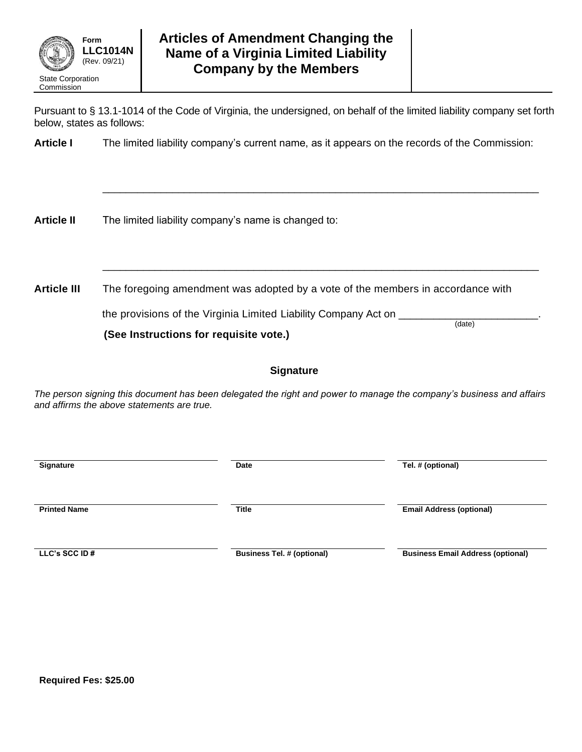Form **LLC1014N** (Rev. 09/21)

State Corporation Commission

# Articles of Amendment Changing the Name of a Virginia Limited Liability Company by the Members

Pursuant to § 13.1-1014 of the Code of Virginia, the undersigned, on behalf of the limited liability company set forth below, states as follows:

**Article I** The limited liability company's current name, as it appears on the records of the Commission:

___________________________________________________________________________

**Article II** The limited liability company's name is changed to:

___________________________________________________________________________

**Article III** The foregoing amendment was adopted by a vote of the members in accordance with the provisions of the Virginia Limited Liability Company Act on ________________________.
(date)

**(See Instructions for requisite vote.)**

### Signature

*The person signing this document has been delegated the right and power to manage the company's business and affairs and affirms the above statements are true.*

| | | |
|---|---|---|
| **Signature** | **Date** | **Tel. # (optional)** |
| **Printed Name** | **Title** | **Email Address (optional)** |
| **LLC's SCC ID #** | **Business Tel. # (optional)** | **Business Email Address (optional)** |

**Required Fes: $25.00**